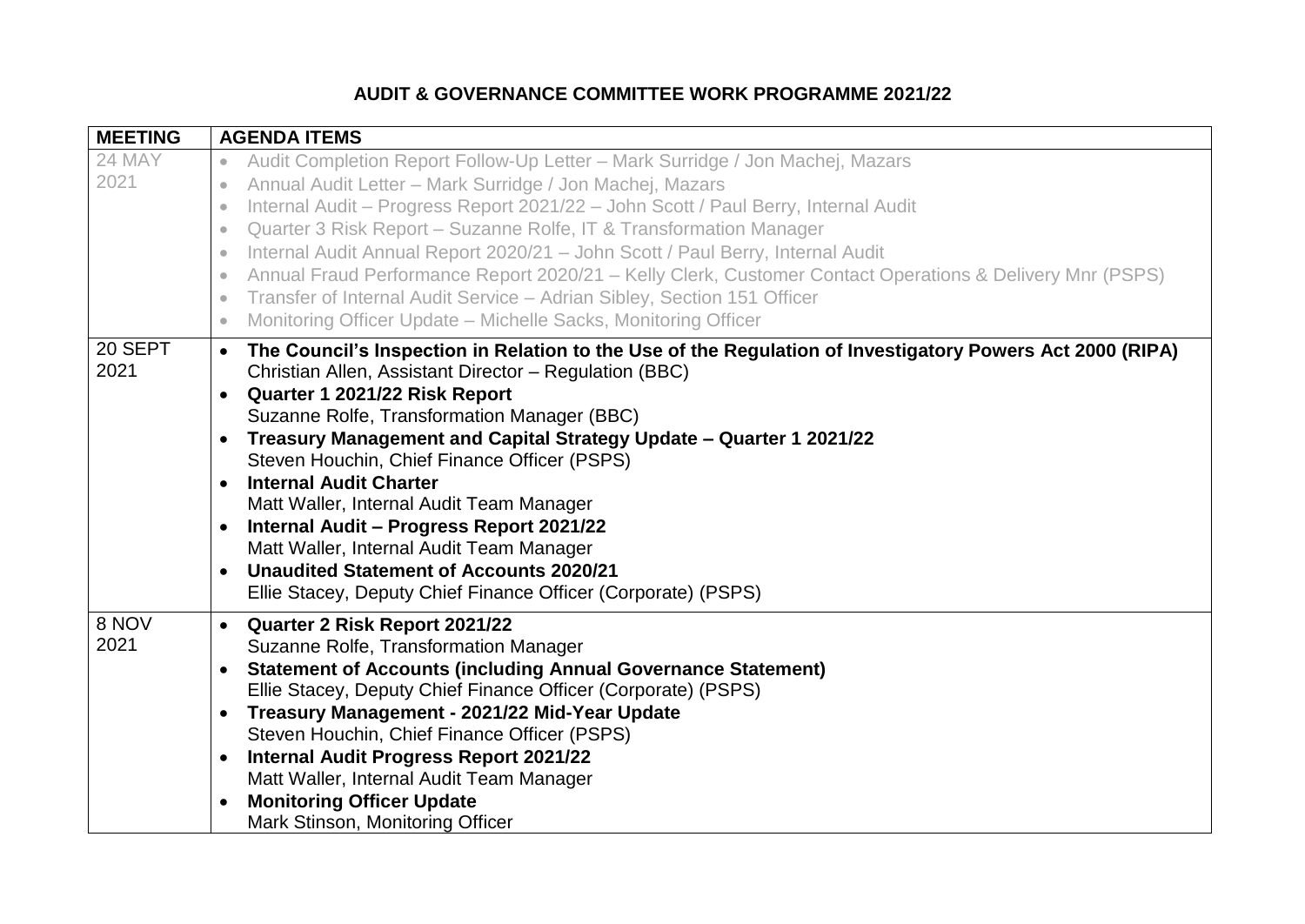# AUDIT & GOVERNANCE COMMITTEE WORK PROGRAMME 2021/22

| MEETING | AGENDA ITEMS |
|---|---|
| 24 MAY 2021 | • Audit Completion Report Follow-Up Letter – Mark Surridge / Jon Machej, Mazars<br>• Annual Audit Letter – Mark Surridge / Jon Machej, Mazars<br>• Internal Audit – Progress Report 2021/22 – John Scott / Paul Berry, Internal Audit<br>• Quarter 3 Risk Report – Suzanne Rolfe, IT & Transformation Manager<br>• Internal Audit Annual Report 2020/21 – John Scott / Paul Berry, Internal Audit<br>• Annual Fraud Performance Report 2020/21 – Kelly Clerk, Customer Contact Operations & Delivery Mnr (PSPS)<br>• Transfer of Internal Audit Service – Adrian Sibley, Section 151 Officer<br>• Monitoring Officer Update – Michelle Sacks, Monitoring Officer |
| 20 SEPT 2021 | • **The Council's Inspection in Relation to the Use of the Regulation of Investigatory Powers Act 2000 (RIPA)**<br>Christian Allen, Assistant Director – Regulation (BBC)<br>• **Quarter 1 2021/22 Risk Report**<br>Suzanne Rolfe, Transformation Manager (BBC)<br>• **Treasury Management and Capital Strategy Update – Quarter 1 2021/22**<br>Steven Houchin, Chief Finance Officer (PSPS)<br>• **Internal Audit Charter**<br>Matt Waller, Internal Audit Team Manager<br>• **Internal Audit – Progress Report 2021/22**<br>Matt Waller, Internal Audit Team Manager<br>• **Unaudited Statement of Accounts 2020/21**<br>Ellie Stacey, Deputy Chief Finance Officer (Corporate) (PSPS) |
| 8 NOV 2021 | • **Quarter 2 Risk Report 2021/22**<br>Suzanne Rolfe, Transformation Manager<br>• **Statement of Accounts (including Annual Governance Statement)**<br>Ellie Stacey, Deputy Chief Finance Officer (Corporate) (PSPS)<br>• **Treasury Management - 2021/22 Mid-Year Update**<br>Steven Houchin, Chief Finance Officer (PSPS)<br>• **Internal Audit Progress Report 2021/22**<br>Matt Waller, Internal Audit Team Manager<br>• **Monitoring Officer Update**<br>Mark Stinson, Monitoring Officer |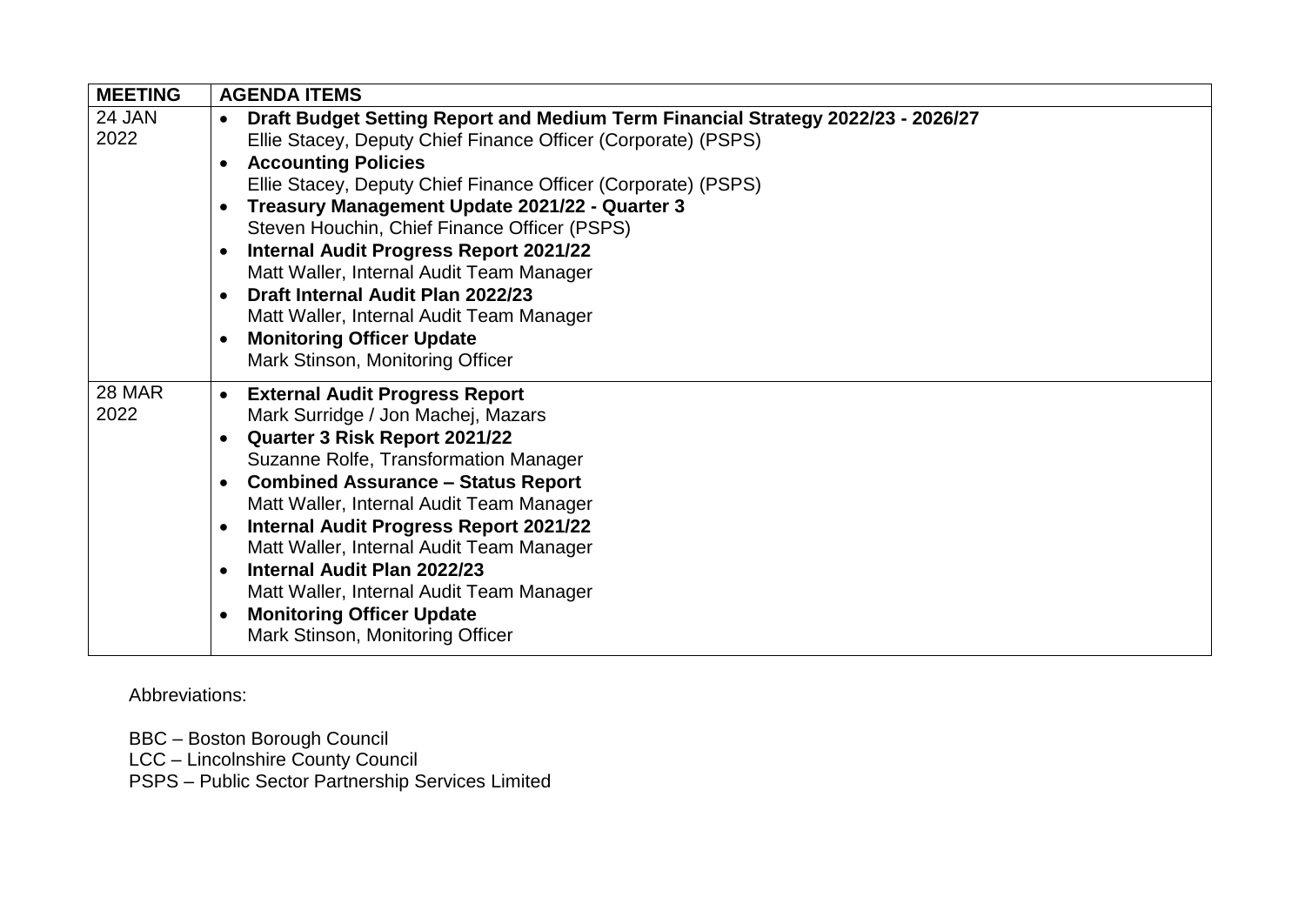| MEETING | AGENDA ITEMS |
|---|---|
| 24 JAN 2022 | • **Draft Budget Setting Report and Medium Term Financial Strategy 2022/23 - 2026/27**<br>Ellie Stacey, Deputy Chief Finance Officer (Corporate) (PSPS)<br>• **Accounting Policies**<br>Ellie Stacey, Deputy Chief Finance Officer (Corporate) (PSPS)<br>• **Treasury Management Update 2021/22 - Quarter 3**<br>Steven Houchin, Chief Finance Officer (PSPS)<br>• **Internal Audit Progress Report 2021/22**<br>Matt Waller, Internal Audit Team Manager<br>• **Draft Internal Audit Plan 2022/23**<br>Matt Waller, Internal Audit Team Manager<br>• **Monitoring Officer Update**<br>Mark Stinson, Monitoring Officer |
| 28 MAR 2022 | • **External Audit Progress Report**<br>Mark Surridge / Jon Machej, Mazars<br>• **Quarter 3 Risk Report 2021/22**<br>Suzanne Rolfe, Transformation Manager<br>• **Combined Assurance – Status Report**<br>Matt Waller, Internal Audit Team Manager<br>• **Internal Audit Progress Report 2021/22**<br>Matt Waller, Internal Audit Team Manager<br>• **Internal Audit Plan 2022/23**<br>Matt Waller, Internal Audit Team Manager<br>• **Monitoring Officer Update**<br>Mark Stinson, Monitoring Officer |

Abbreviations:

BBC – Boston Borough Council
LCC – Lincolnshire County Council
PSPS – Public Sector Partnership Services Limited